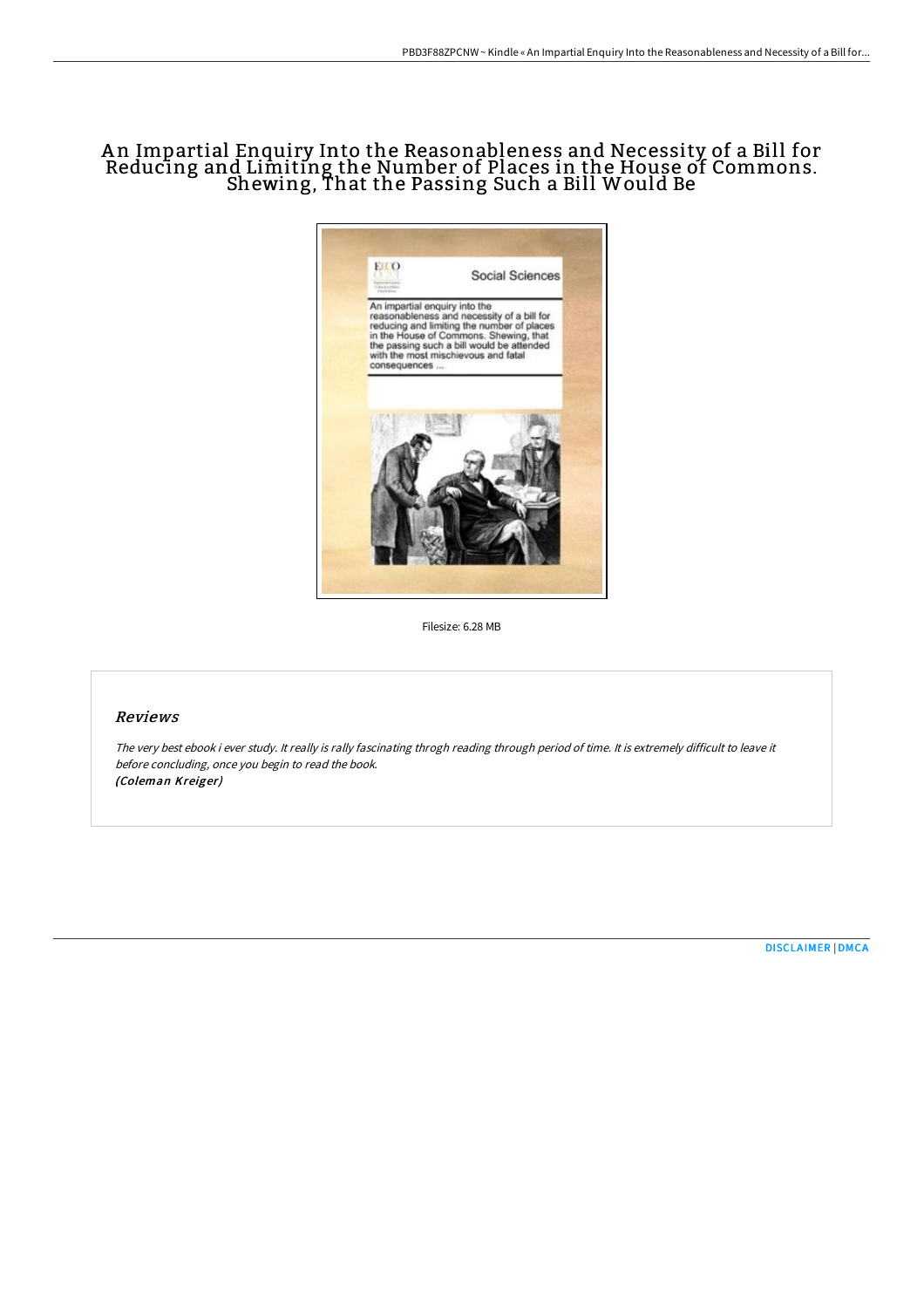# An Impartial Enquiry Into the Reasonableness and Necessity of a Bill for Reducing and Limiting the Number of Places in the House of Commons. Shewing, That the Passing Such a Bill Would Be

Filesize: 6.28 MB

## Reviews

*The very best ebook i ever study. It really is rally fascinating throgh reading through period of time. It is extremely difficult to leave it before concluding, once you begin to read the book.*
***(Coleman Kreiger)***

DISCLAIMER | DMCA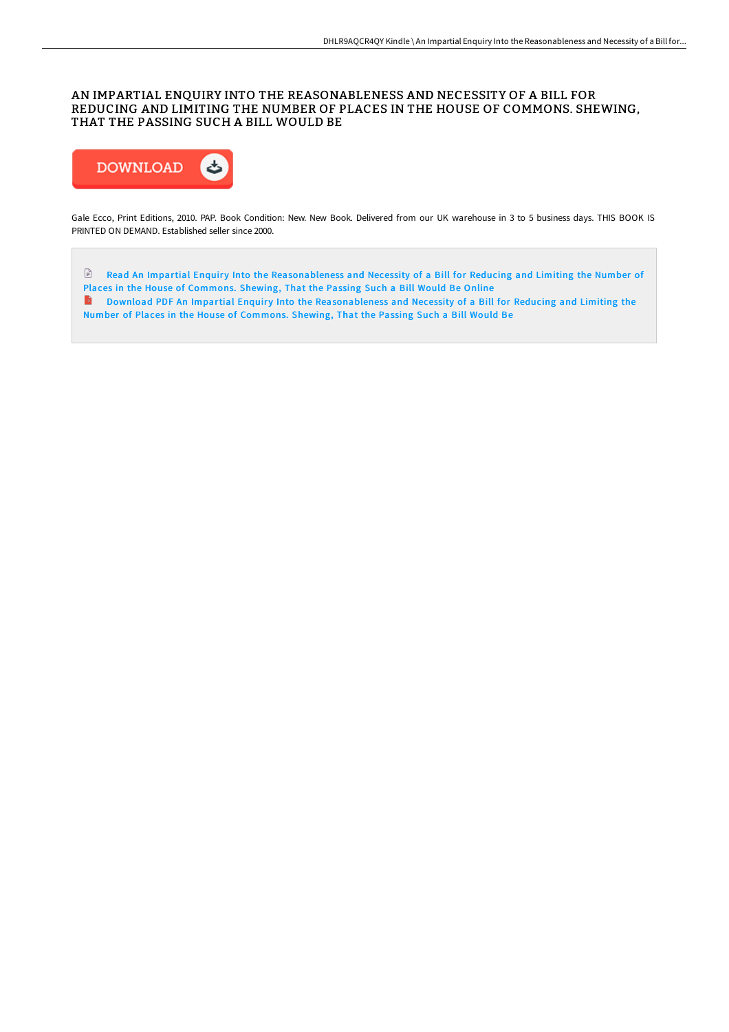# AN IMPARTIAL ENQUIRY INTO THE REASONABLENESS AND NECESSITY OF A BILL FOR REDUCING AND LIMITING THE NUMBER OF PLACES IN THE HOUSE OF COMMONS. SHEWING, THAT THE PASSING SUCH A BILL WOULD BE

DOWNLOAD

Gale Ecco, Print Editions, 2010. PAP. Book Condition: New. New Book. Delivered from our UK warehouse in 3 to 5 business days. THIS BOOK IS PRINTED ON DEMAND. Established seller since 2000.

Read An Impartial Enquiry Into the Reasonableness and Necessity of a Bill for Reducing and Limiting the Number of Places in the House of Commons. Shewing, That the Passing Such a Bill Would Be Online

Download PDF An Impartial Enquiry Into the Reasonableness and Necessity of a Bill for Reducing and Limiting the Number of Places in the House of Commons. Shewing, That the Passing Such a Bill Would Be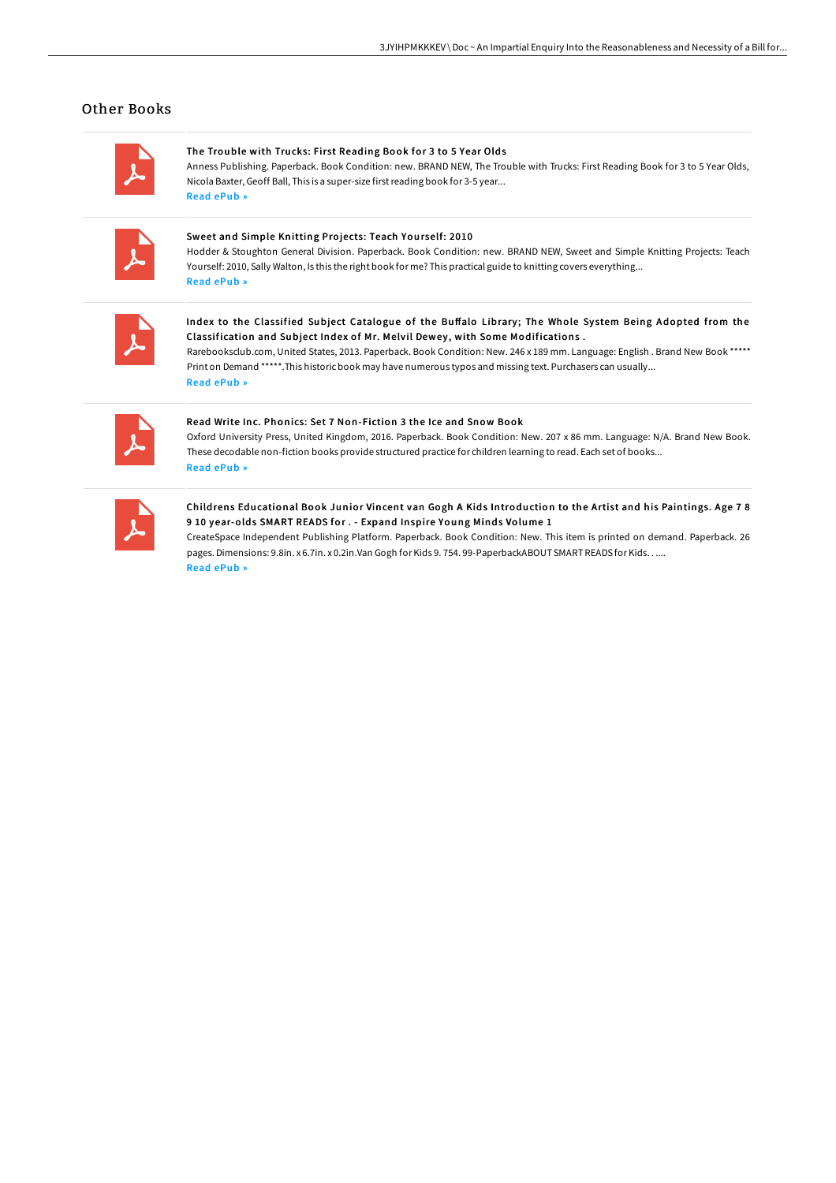## Other Books

**The Trouble with Trucks: First Reading Book for 3 to 5 Year Olds**

Anness Publishing. Paperback. Book Condition: new. BRAND NEW, The Trouble with Trucks: First Reading Book for 3 to 5 Year Olds, Nicola Baxter, Geoff Ball, This is a super-size first reading book for 3-5 year...

Read ePub »

**Sweet and Simple Knitting Projects: Teach Yourself: 2010**

Hodder & Stoughton General Division. Paperback. Book Condition: new. BRAND NEW, Sweet and Simple Knitting Projects: Teach Yourself: 2010, Sally Walton, Is this the right book for me? This practical guide to knitting covers everything...

Read ePub »

**Index to the Classified Subject Catalogue of the Buffalo Library; The Whole System Being Adopted from the Classification and Subject Index of Mr. Melvil Dewey, with Some Modifications .**

Rarebooksclub.com, United States, 2013. Paperback. Book Condition: New. 246 x 189 mm. Language: English . Brand New Book ***** Print on Demand *****.This historic book may have numerous typos and missing text. Purchasers can usually...

Read ePub »

**Read Write Inc. Phonics: Set 7 Non-Fiction 3 the Ice and Snow Book**

Oxford University Press, United Kingdom, 2016. Paperback. Book Condition: New. 207 x 86 mm. Language: N/A. Brand New Book. These decodable non-fiction books provide structured practice for children learning to read. Each set of books...

Read ePub »

**Childrens Educational Book Junior Vincent van Gogh A Kids Introduction to the Artist and his Paintings. Age 7 8 9 10 year-olds SMART READS for . - Expand Inspire Young Minds Volume 1**

CreateSpace Independent Publishing Platform. Paperback. Book Condition: New. This item is printed on demand. Paperback. 26 pages. Dimensions: 9.8in. x 6.7in. x 0.2in.Van Gogh for Kids 9. 754. 99-PaperbackABOUT SMART READS for Kids. . ....

Read ePub »